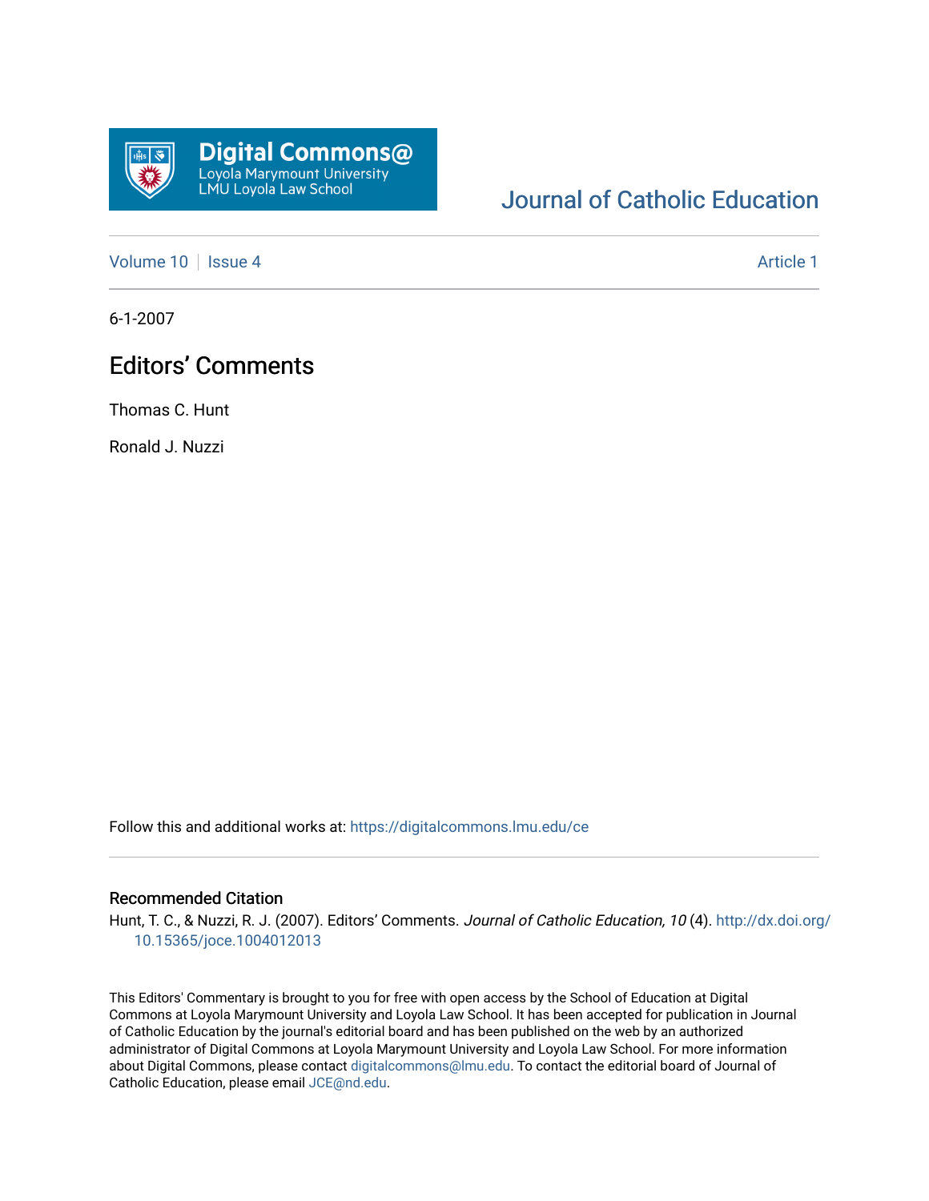Digital Commons@
Loyola Marymount University
LMU Loyola Law School

Journal of Catholic Education

Volume 10 | Issue 4 — Article 1

6-1-2007

# Editors' Comments

Thomas C. Hunt

Ronald J. Nuzzi

Follow this and additional works at: https://digitalcommons.lmu.edu/ce

## Recommended Citation

Hunt, T. C., & Nuzzi, R. J. (2007). Editors' Comments. *Journal of Catholic Education, 10* (4). http://dx.doi.org/10.15365/joce.1004012013

This Editors' Commentary is brought to you for free with open access by the School of Education at Digital Commons at Loyola Marymount University and Loyola Law School. It has been accepted for publication in Journal of Catholic Education by the journal's editorial board and has been published on the web by an authorized administrator of Digital Commons at Loyola Marymount University and Loyola Law School. For more information about Digital Commons, please contact digitalcommons@lmu.edu. To contact the editorial board of Journal of Catholic Education, please email JCE@nd.edu.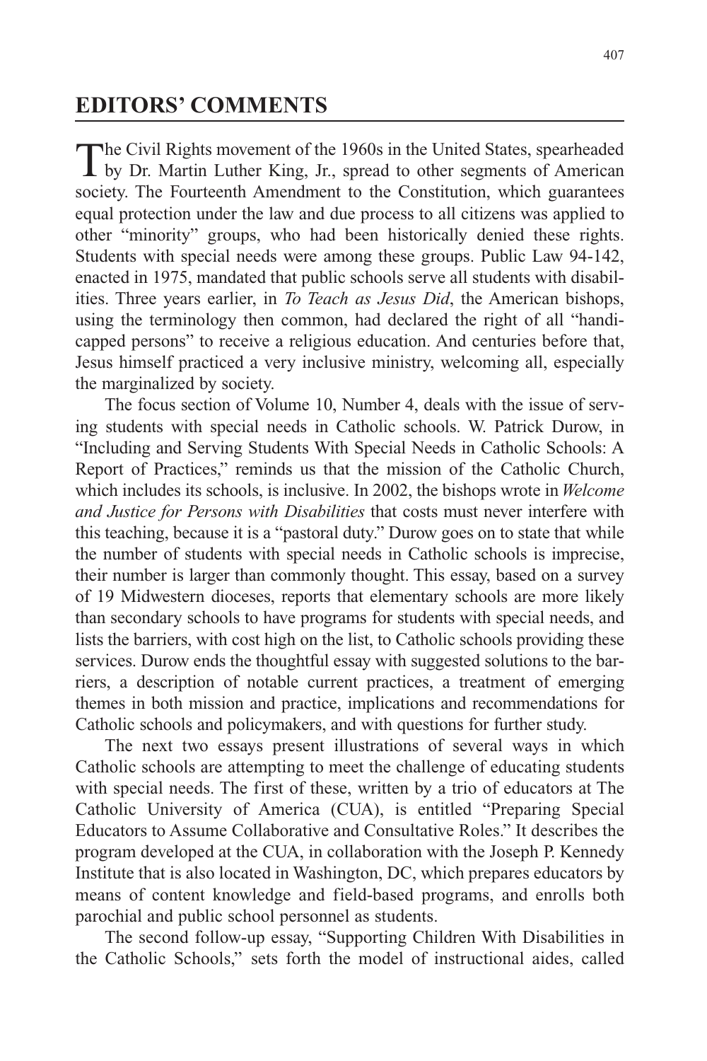## EDITORS' COMMENTS

The Civil Rights movement of the 1960s in the United States, spearheaded by Dr. Martin Luther King, Jr., spread to other segments of American society. The Fourteenth Amendment to the Constitution, which guarantees equal protection under the law and due process to all citizens was applied to other "minority" groups, who had been historically denied these rights. Students with special needs were among these groups. Public Law 94-142, enacted in 1975, mandated that public schools serve all students with disabilities. Three years earlier, in *To Teach as Jesus Did*, the American bishops, using the terminology then common, had declared the right of all "handicapped persons" to receive a religious education. And centuries before that, Jesus himself practiced a very inclusive ministry, welcoming all, especially the marginalized by society.

The focus section of Volume 10, Number 4, deals with the issue of serving students with special needs in Catholic schools. W. Patrick Durow, in "Including and Serving Students With Special Needs in Catholic Schools: A Report of Practices," reminds us that the mission of the Catholic Church, which includes its schools, is inclusive. In 2002, the bishops wrote in *Welcome and Justice for Persons with Disabilities* that costs must never interfere with this teaching, because it is a "pastoral duty." Durow goes on to state that while the number of students with special needs in Catholic schools is imprecise, their number is larger than commonly thought. This essay, based on a survey of 19 Midwestern dioceses, reports that elementary schools are more likely than secondary schools to have programs for students with special needs, and lists the barriers, with cost high on the list, to Catholic schools providing these services. Durow ends the thoughtful essay with suggested solutions to the barriers, a description of notable current practices, a treatment of emerging themes in both mission and practice, implications and recommendations for Catholic schools and policymakers, and with questions for further study.

The next two essays present illustrations of several ways in which Catholic schools are attempting to meet the challenge of educating students with special needs. The first of these, written by a trio of educators at The Catholic University of America (CUA), is entitled "Preparing Special Educators to Assume Collaborative and Consultative Roles." It describes the program developed at the CUA, in collaboration with the Joseph P. Kennedy Institute that is also located in Washington, DC, which prepares educators by means of content knowledge and field-based programs, and enrolls both parochial and public school personnel as students.

The second follow-up essay, "Supporting Children With Disabilities in the Catholic Schools," sets forth the model of instructional aides, called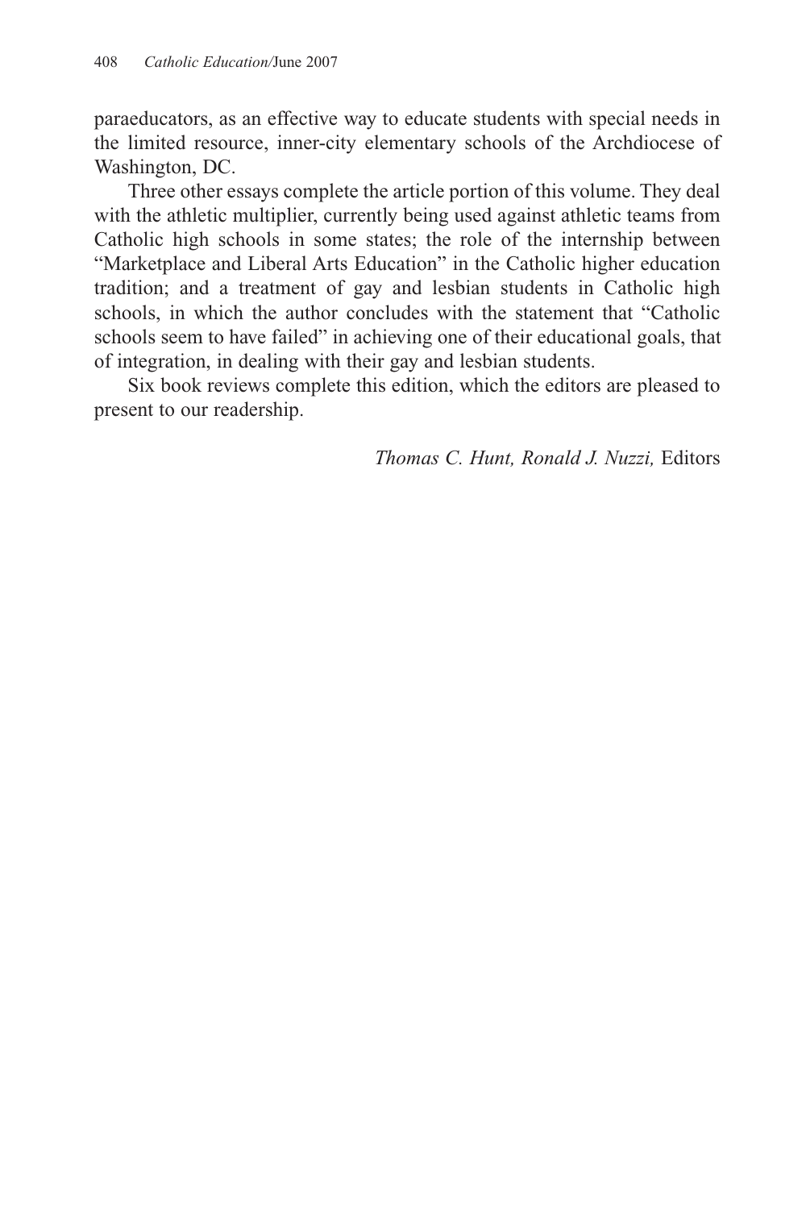paraeducators, as an effective way to educate students with special needs in the limited resource, inner-city elementary schools of the Archdiocese of Washington, DC.

Three other essays complete the article portion of this volume. They deal with the athletic multiplier, currently being used against athletic teams from Catholic high schools in some states; the role of the internship between "Marketplace and Liberal Arts Education" in the Catholic higher education tradition; and a treatment of gay and lesbian students in Catholic high schools, in which the author concludes with the statement that "Catholic schools seem to have failed" in achieving one of their educational goals, that of integration, in dealing with their gay and lesbian students.

Six book reviews complete this edition, which the editors are pleased to present to our readership.

*Thomas C. Hunt, Ronald J. Nuzzi,* Editors